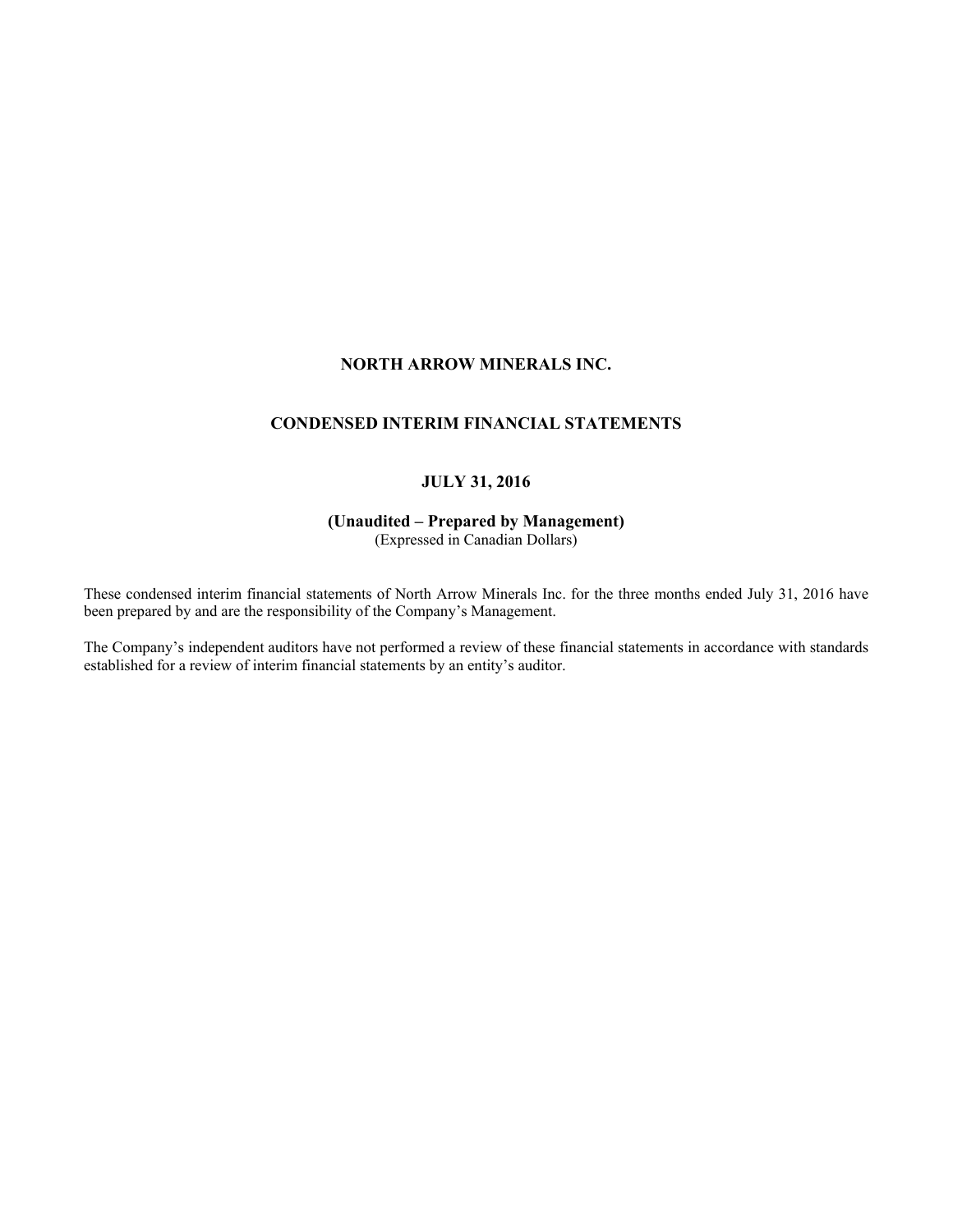# NORTH ARROW MINERALS INC.

## CONDENSED INTERIM FINANCIAL STATEMENTS

## JULY 31, 2016

**(Unaudited – Prepared by Management)**
(Expressed in Canadian Dollars)

These condensed interim financial statements of North Arrow Minerals Inc. for the three months ended July 31, 2016 have been prepared by and are the responsibility of the Company's Management.

The Company's independent auditors have not performed a review of these financial statements in accordance with standards established for a review of interim financial statements by an entity's auditor.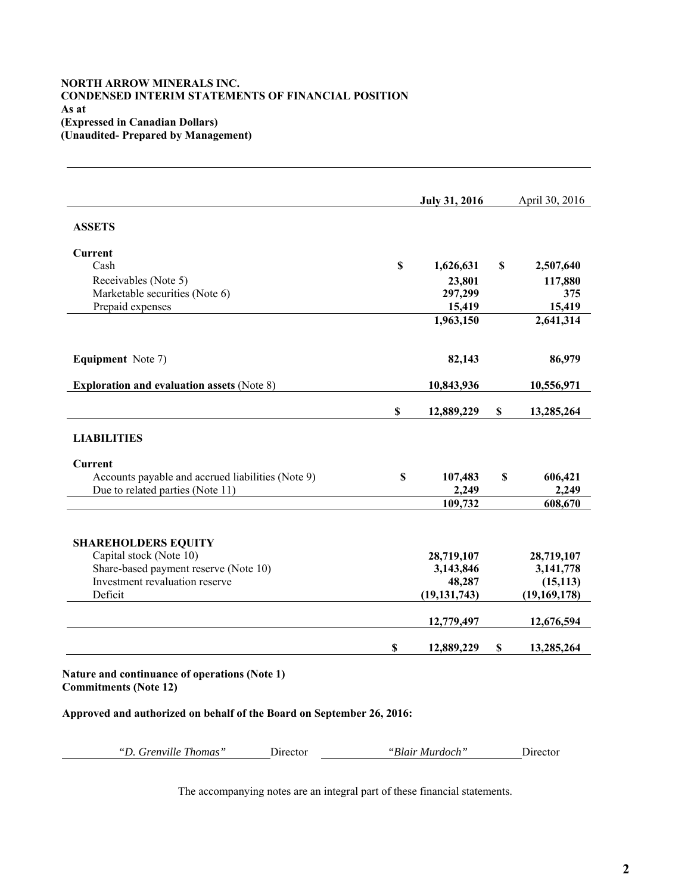**NORTH ARROW MINERALS INC.**
**CONDENSED INTERIM STATEMENTS OF FINANCIAL POSITION**
**As at**
**(Expressed in Canadian Dollars)**
**(Unaudited- Prepared by Management)**

| | July 31, 2016 | April 30, 2016 |
|---|---|---|
| **ASSETS** | | |
| **Current** | | |
| Cash | $ 1,626,631 | $ 2,507,640 |
| Receivables (Note 5) | 23,801 | 117,880 |
| Marketable securities (Note 6) | 297,299 | 375 |
| Prepaid expenses | 15,419 | 15,419 |
| | 1,963,150 | 2,641,314 |
| **Equipment** Note 7) | 82,143 | 86,979 |
| **Exploration and evaluation assets** (Note 8) | 10,843,936 | 10,556,971 |
| | $ 12,889,229 | $ 13,285,264 |
| **LIABILITIES** | | |
| **Current** | | |
| Accounts payable and accrued liabilities (Note 9) | $ 107,483 | $ 606,421 |
| Due to related parties (Note 11) | 2,249 | 2,249 |
| | 109,732 | 608,670 |
| **SHAREHOLDERS EQUITY** | | |
| Capital stock (Note 10) | 28,719,107 | 28,719,107 |
| Share-based payment reserve (Note 10) | 3,143,846 | 3,141,778 |
| Investment revaluation reserve | 48,287 | (15,113) |
| Deficit | (19,131,743) | (19,169,178) |
| | 12,779,497 | 12,676,594 |
| | $ 12,889,229 | $ 13,285,264 |

**Nature and continuance of operations (Note 1)**
**Commitments (Note 12)**

**Approved and authorized on behalf of the Board on September 26, 2016:**

*"D. Grenville Thomas"* Director *"Blair Murdoch"* Director

The accompanying notes are an integral part of these financial statements.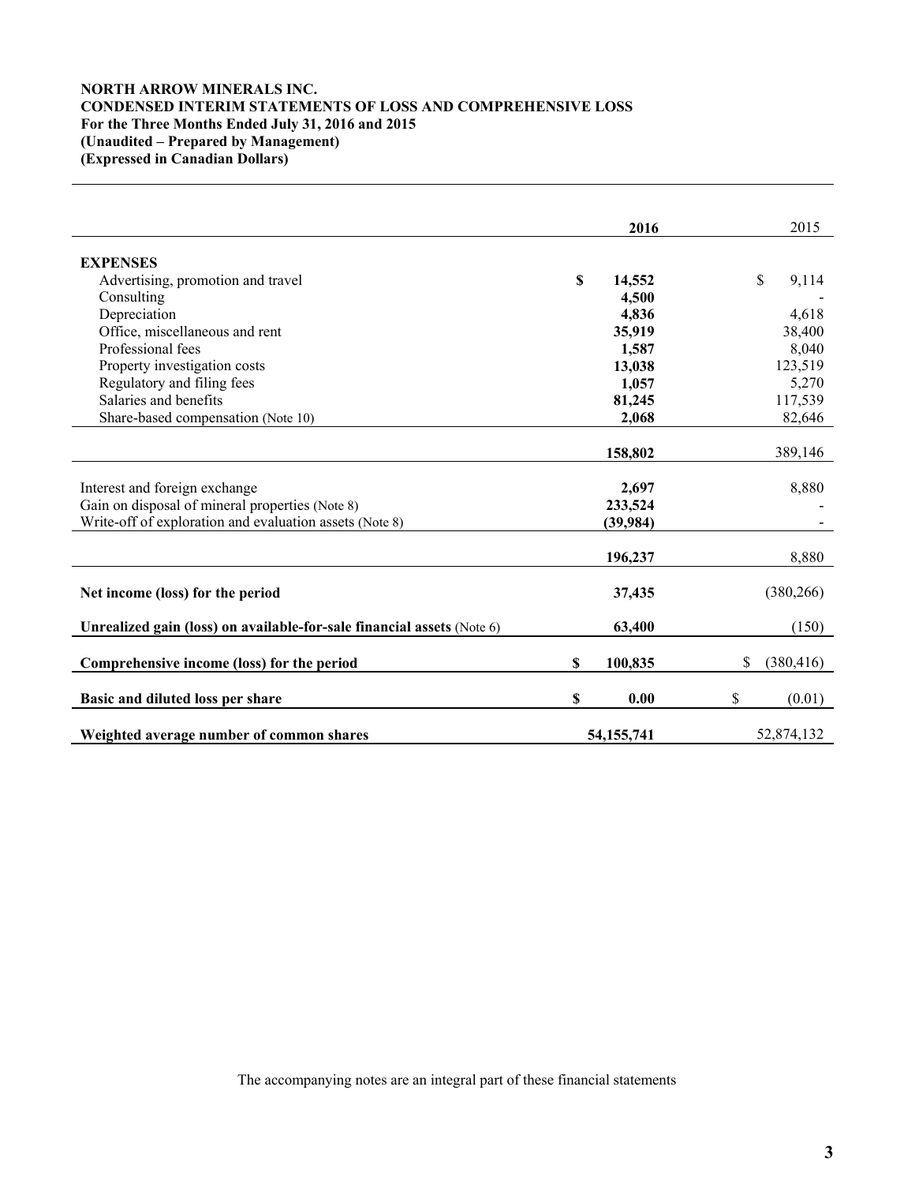**NORTH ARROW MINERALS INC.**
**CONDENSED INTERIM STATEMENTS OF LOSS AND COMPREHENSIVE LOSS**
**For the Three Months Ended July 31, 2016 and 2015**
**(Unaudited – Prepared by Management)**
**(Expressed in Canadian Dollars)**

| | **2016** | 2015 |
|---|---|---|
| **EXPENSES** | | |
| Advertising, promotion and travel | **$ 14,552** | $ 9,114 |
| Consulting | **4,500** | - |
| Depreciation | **4,836** | 4,618 |
| Office, miscellaneous and rent | **35,919** | 38,400 |
| Professional fees | **1,587** | 8,040 |
| Property investigation costs | **13,038** | 123,519 |
| Regulatory and filing fees | **1,057** | 5,270 |
| Salaries and benefits | **81,245** | 117,539 |
| Share-based compensation (Note 10) | **2,068** | 82,646 |
| | **158,802** | 389,146 |
| Interest and foreign exchange | **2,697** | 8,880 |
| Gain on disposal of mineral properties (Note 8) | **233,524** | - |
| Write-off of exploration and evaluation assets (Note 8) | **(39,984)** | - |
| | **196,237** | 8,880 |
| **Net income (loss) for the period** | **37,435** | (380,266) |
| **Unrealized gain (loss) on available-for-sale financial assets** (Note 6) | **63,400** | (150) |
| **Comprehensive income (loss) for the period** | **$ 100,835** | $ (380,416) |
| **Basic and diluted loss per share** | **$ 0.00** | $ (0.01) |
| **Weighted average number of common shares** | **54,155,741** | 52,874,132 |

The accompanying notes are an integral part of these financial statements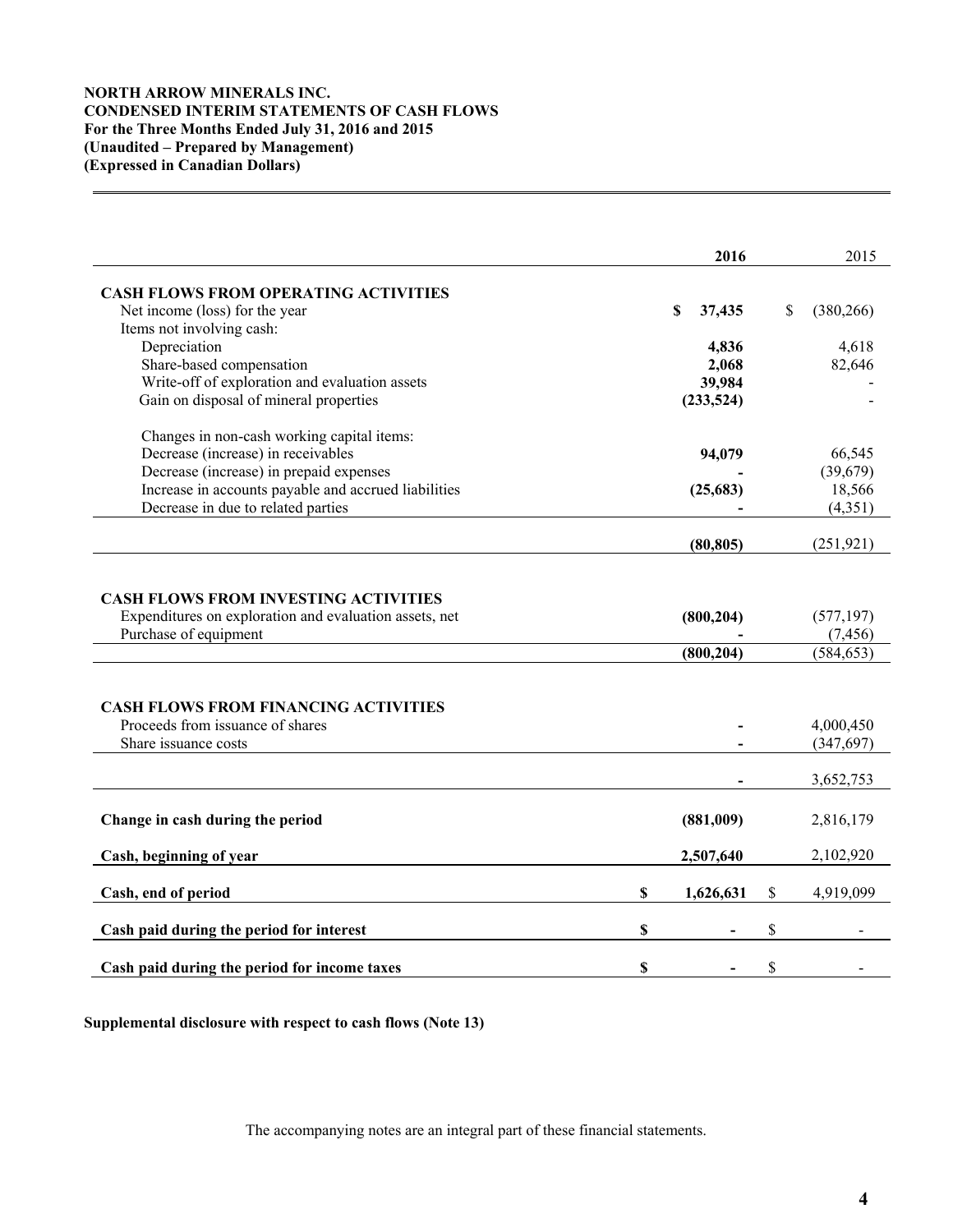**NORTH ARROW MINERALS INC.**
**CONDENSED INTERIM STATEMENTS OF CASH FLOWS**
**For the Three Months Ended July 31, 2016 and 2015**
**(Unaudited – Prepared by Management)**
**(Expressed in Canadian Dollars)**

| | **2016** | 2015 |
|---|---|---|
| **CASH FLOWS FROM OPERATING ACTIVITIES** | | |
| Net income (loss) for the year | **$ 37,435** | $ (380,266) |
| Items not involving cash: | | |
| Depreciation | **4,836** | 4,618 |
| Share-based compensation | **2,068** | 82,646 |
| Write-off of exploration and evaluation assets | **39,984** | - |
| Gain on disposal of mineral properties | **(233,524)** | - |
| Changes in non-cash working capital items: | | |
| Decrease (increase) in receivables | **94,079** | 66,545 |
| Decrease (increase) in prepaid expenses | **-** | (39,679) |
| Increase in accounts payable and accrued liabilities | **(25,683)** | 18,566 |
| Decrease in due to related parties | **-** | (4,351) |
| | **(80,805)** | (251,921) |
| **CASH FLOWS FROM INVESTING ACTIVITIES** | | |
| Expenditures on exploration and evaluation assets, net | **(800,204)** | (577,197) |
| Purchase of equipment | **-** | (7,456) |
| | **(800,204)** | (584,653) |
| **CASH FLOWS FROM FINANCING ACTIVITIES** | | |
| Proceeds from issuance of shares | **-** | 4,000,450 |
| Share issuance costs | **-** | (347,697) |
| | **-** | 3,652,753 |
| **Change in cash during the period** | **(881,009)** | 2,816,179 |
| **Cash, beginning of year** | **2,507,640** | 2,102,920 |
| **Cash, end of period** | **$ 1,626,631** | $ 4,919,099 |
| **Cash paid during the period for interest** | **$ -** | $ - |
| **Cash paid during the period for income taxes** | **$ -** | $ - |

**Supplemental disclosure with respect to cash flows (Note 13)**

The accompanying notes are an integral part of these financial statements.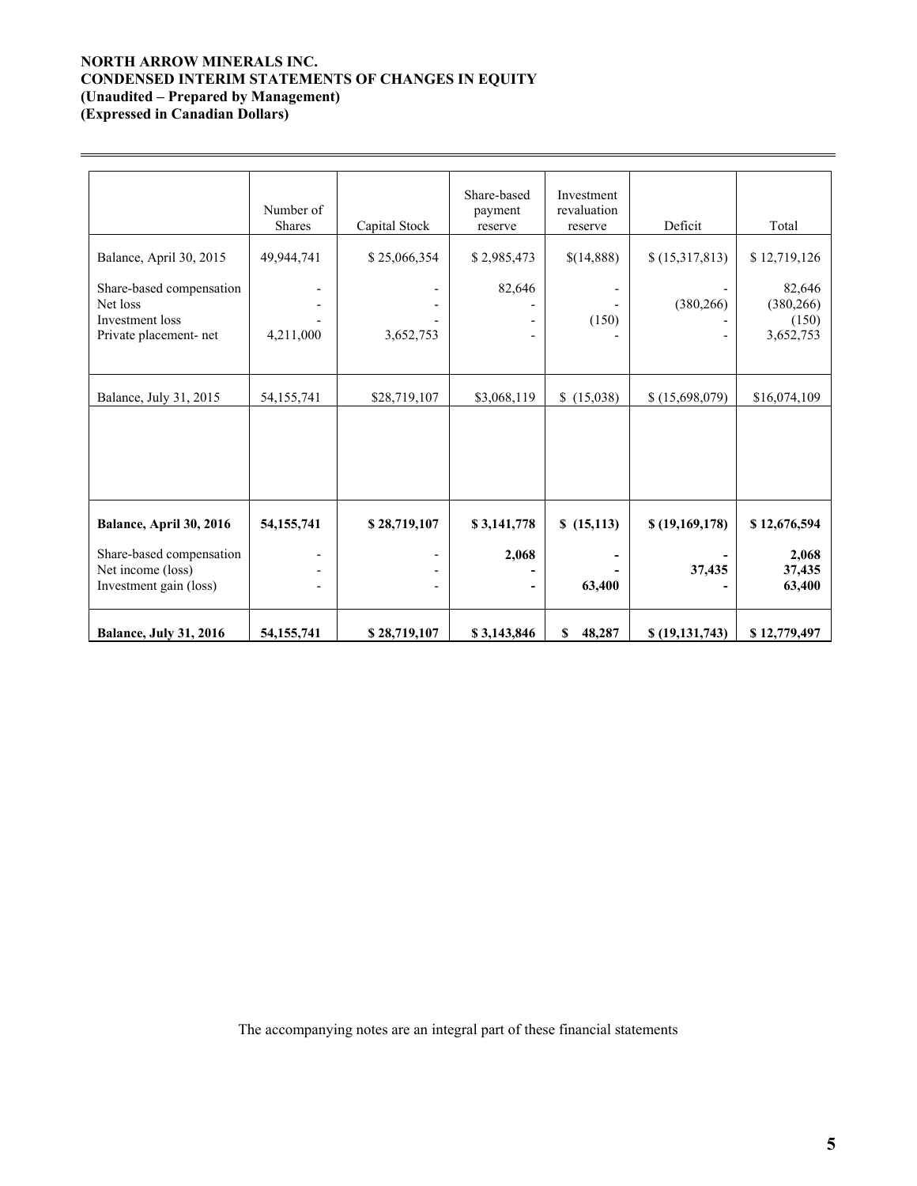**NORTH ARROW MINERALS INC.**
**CONDENSED INTERIM STATEMENTS OF CHANGES IN EQUITY**
**(Unaudited – Prepared by Management)**
**(Expressed in Canadian Dollars)**

| | Number of Shares | Capital Stock | Share-based payment reserve | Investment revaluation reserve | Deficit | Total |
|---|---|---|---|---|---|---|
| Balance, April 30, 2015 | 49,944,741 | $ 25,066,354 | $ 2,985,473 | $(14,888) | $ (15,317,813) | $ 12,719,126 |
| Share-based compensation | - | - | 82,646 | - | - | 82,646 |
| Net loss | - | - | - | - | (380,266) | (380,266) |
| Investment loss | - | - | - | (150) | - | (150) |
| Private placement- net | 4,211,000 | 3,652,753 | - | - | - | 3,652,753 |
| Balance, July 31, 2015 | 54,155,741 | $28,719,107 | $3,068,119 | $ (15,038) | $ (15,698,079) | $16,074,109 |
| | | | | | | |
| **Balance, April 30, 2016** | **54,155,741** | **$ 28,719,107** | **$ 3,141,778** | **$ (15,113)** | **$ (19,169,178)** | **$ 12,676,594** |
| Share-based compensation | - | - | **2,068** | **-** | **-** | **2,068** |
| Net income (loss) | - | - | **-** | **-** | **37,435** | **37,435** |
| Investment gain (loss) | - | - | **-** | **63,400** | **-** | **63,400** |
| **Balance, July 31, 2016** | **54,155,741** | **$ 28,719,107** | **$ 3,143,846** | **$ 48,287** | **$ (19,131,743)** | **$ 12,779,497** |

The accompanying notes are an integral part of these financial statements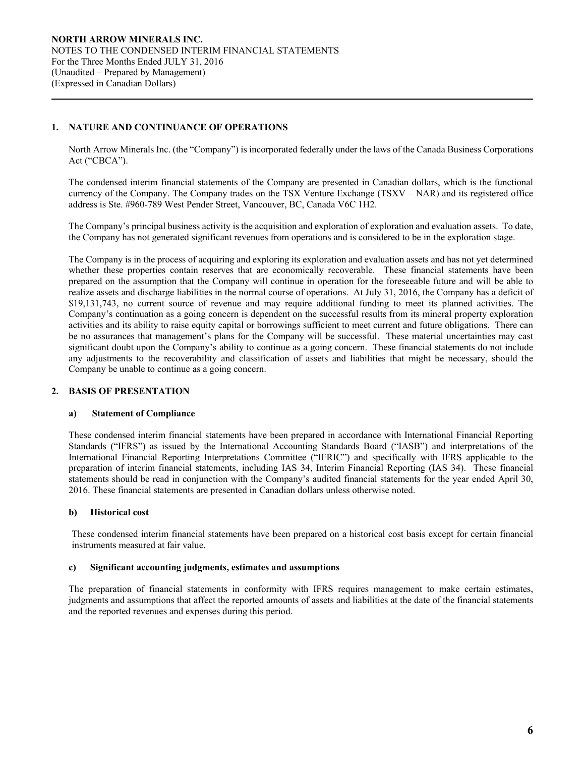## 1. NATURE AND CONTINUANCE OF OPERATIONS

North Arrow Minerals Inc. (the "Company") is incorporated federally under the laws of the Canada Business Corporations Act ("CBCA").

The condensed interim financial statements of the Company are presented in Canadian dollars, which is the functional currency of the Company. The Company trades on the TSX Venture Exchange (TSXV – NAR) and its registered office address is Ste. #960-789 West Pender Street, Vancouver, BC, Canada V6C 1H2.

The Company's principal business activity is the acquisition and exploration of exploration and evaluation assets. To date, the Company has not generated significant revenues from operations and is considered to be in the exploration stage.

The Company is in the process of acquiring and exploring its exploration and evaluation assets and has not yet determined whether these properties contain reserves that are economically recoverable. These financial statements have been prepared on the assumption that the Company will continue in operation for the foreseeable future and will be able to realize assets and discharge liabilities in the normal course of operations. At July 31, 2016, the Company has a deficit of $19,131,743, no current source of revenue and may require additional funding to meet its planned activities. The Company's continuation as a going concern is dependent on the successful results from its mineral property exploration activities and its ability to raise equity capital or borrowings sufficient to meet current and future obligations. There can be no assurances that management's plans for the Company will be successful. These material uncertainties may cast significant doubt upon the Company's ability to continue as a going concern. These financial statements do not include any adjustments to the recoverability and classification of assets and liabilities that might be necessary, should the Company be unable to continue as a going concern.

## 2. BASIS OF PRESENTATION

### a) Statement of Compliance

These condensed interim financial statements have been prepared in accordance with International Financial Reporting Standards ("IFRS") as issued by the International Accounting Standards Board ("IASB") and interpretations of the International Financial Reporting Interpretations Committee ("IFRIC") and specifically with IFRS applicable to the preparation of interim financial statements, including IAS 34, Interim Financial Reporting (IAS 34). These financial statements should be read in conjunction with the Company's audited financial statements for the year ended April 30, 2016. These financial statements are presented in Canadian dollars unless otherwise noted.

### b) Historical cost

These condensed interim financial statements have been prepared on a historical cost basis except for certain financial instruments measured at fair value.

### c) Significant accounting judgments, estimates and assumptions

The preparation of financial statements in conformity with IFRS requires management to make certain estimates, judgments and assumptions that affect the reported amounts of assets and liabilities at the date of the financial statements and the reported revenues and expenses during this period.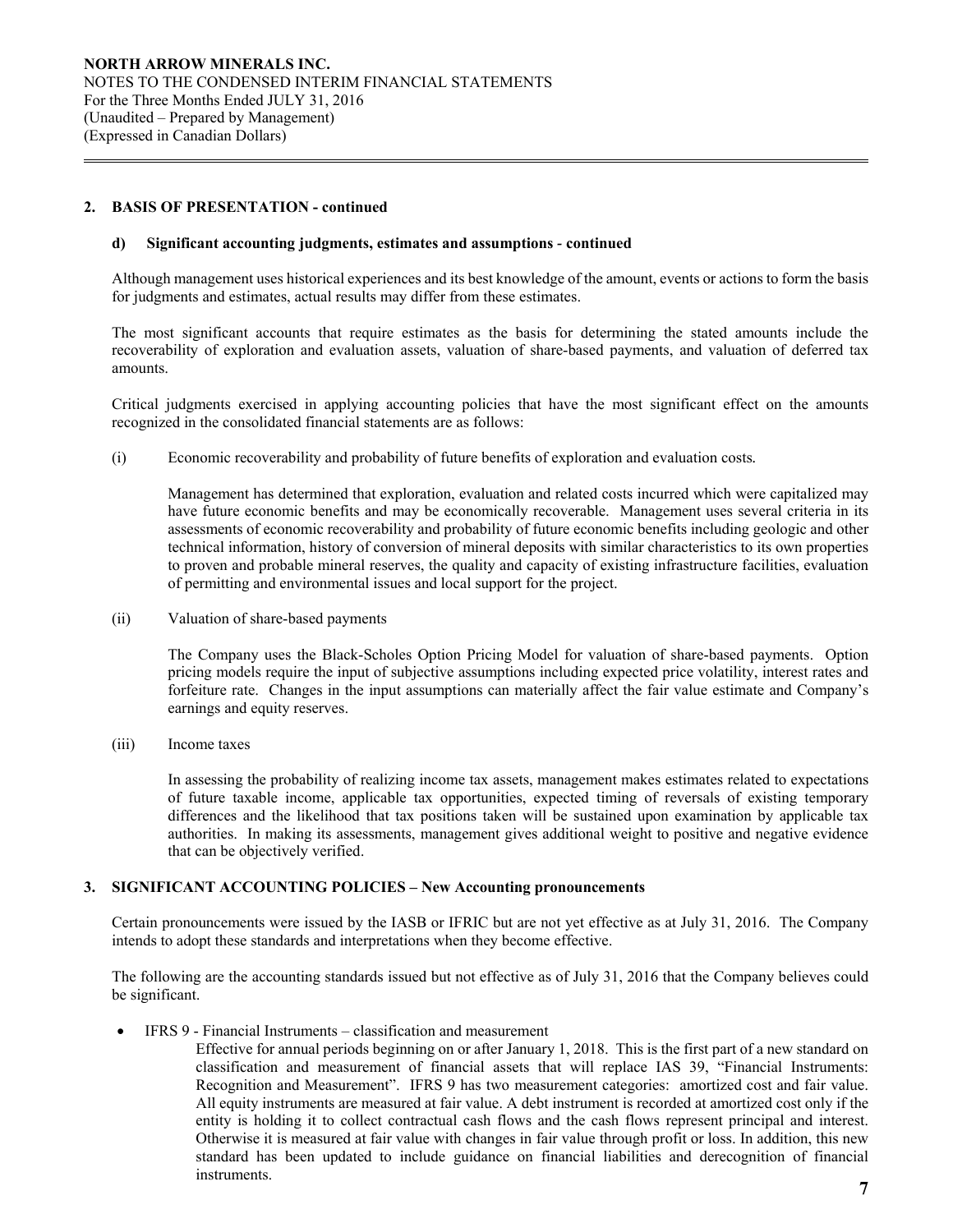## 2. BASIS OF PRESENTATION - continued

### d) Significant accounting judgments, estimates and assumptions - continued

Although management uses historical experiences and its best knowledge of the amount, events or actions to form the basis for judgments and estimates, actual results may differ from these estimates.

The most significant accounts that require estimates as the basis for determining the stated amounts include the recoverability of exploration and evaluation assets, valuation of share-based payments, and valuation of deferred tax amounts.

Critical judgments exercised in applying accounting policies that have the most significant effect on the amounts recognized in the consolidated financial statements are as follows:

(i) Economic recoverability and probability of future benefits of exploration and evaluation costs*.*

Management has determined that exploration, evaluation and related costs incurred which were capitalized may have future economic benefits and may be economically recoverable. Management uses several criteria in its assessments of economic recoverability and probability of future economic benefits including geologic and other technical information, history of conversion of mineral deposits with similar characteristics to its own properties to proven and probable mineral reserves, the quality and capacity of existing infrastructure facilities, evaluation of permitting and environmental issues and local support for the project.

(ii) Valuation of share-based payments

The Company uses the Black-Scholes Option Pricing Model for valuation of share-based payments. Option pricing models require the input of subjective assumptions including expected price volatility, interest rates and forfeiture rate. Changes in the input assumptions can materially affect the fair value estimate and Company's earnings and equity reserves.

(iii) Income taxes

In assessing the probability of realizing income tax assets, management makes estimates related to expectations of future taxable income, applicable tax opportunities, expected timing of reversals of existing temporary differences and the likelihood that tax positions taken will be sustained upon examination by applicable tax authorities. In making its assessments, management gives additional weight to positive and negative evidence that can be objectively verified.

## 3. SIGNIFICANT ACCOUNTING POLICIES – New Accounting pronouncements

Certain pronouncements were issued by the IASB or IFRIC but are not yet effective as at July 31, 2016. The Company intends to adopt these standards and interpretations when they become effective.

The following are the accounting standards issued but not effective as of July 31, 2016 that the Company believes could be significant.

- IFRS 9 - Financial Instruments – classification and measurement

  Effective for annual periods beginning on or after January 1, 2018. This is the first part of a new standard on classification and measurement of financial assets that will replace IAS 39, "Financial Instruments: Recognition and Measurement". IFRS 9 has two measurement categories: amortized cost and fair value. All equity instruments are measured at fair value. A debt instrument is recorded at amortized cost only if the entity is holding it to collect contractual cash flows and the cash flows represent principal and interest. Otherwise it is measured at fair value with changes in fair value through profit or loss. In addition, this new standard has been updated to include guidance on financial liabilities and derecognition of financial instruments.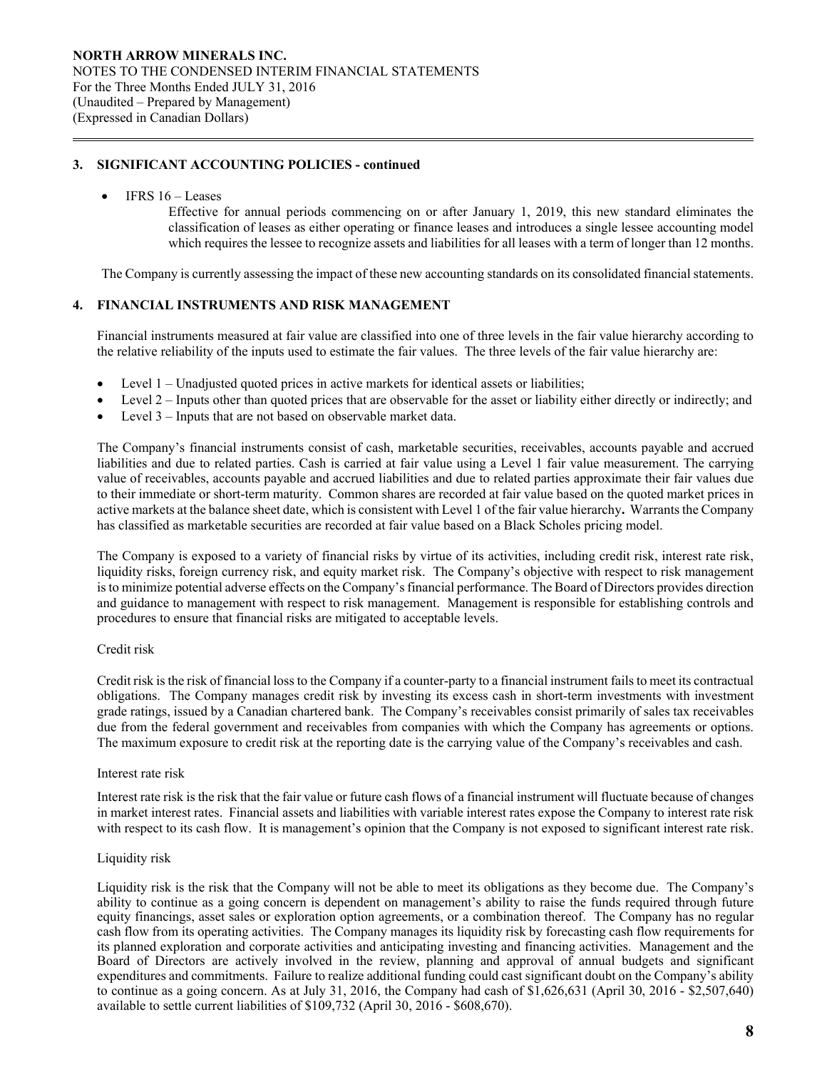## 3. SIGNIFICANT ACCOUNTING POLICIES - continued

- IFRS 16 – Leases

  Effective for annual periods commencing on or after January 1, 2019, this new standard eliminates the classification of leases as either operating or finance leases and introduces a single lessee accounting model which requires the lessee to recognize assets and liabilities for all leases with a term of longer than 12 months.

The Company is currently assessing the impact of these new accounting standards on its consolidated financial statements.

## 4. FINANCIAL INSTRUMENTS AND RISK MANAGEMENT

Financial instruments measured at fair value are classified into one of three levels in the fair value hierarchy according to the relative reliability of the inputs used to estimate the fair values. The three levels of the fair value hierarchy are:

- Level 1 – Unadjusted quoted prices in active markets for identical assets or liabilities;
- Level 2 – Inputs other than quoted prices that are observable for the asset or liability either directly or indirectly; and
- Level 3 – Inputs that are not based on observable market data.

The Company's financial instruments consist of cash, marketable securities, receivables, accounts payable and accrued liabilities and due to related parties. Cash is carried at fair value using a Level 1 fair value measurement. The carrying value of receivables, accounts payable and accrued liabilities and due to related parties approximate their fair values due to their immediate or short-term maturity. Common shares are recorded at fair value based on the quoted market prices in active markets at the balance sheet date, which is consistent with Level 1 of the fair value hierarchy**.** Warrants the Company has classified as marketable securities are recorded at fair value based on a Black Scholes pricing model.

The Company is exposed to a variety of financial risks by virtue of its activities, including credit risk, interest rate risk, liquidity risks, foreign currency risk, and equity market risk. The Company's objective with respect to risk management is to minimize potential adverse effects on the Company's financial performance. The Board of Directors provides direction and guidance to management with respect to risk management. Management is responsible for establishing controls and procedures to ensure that financial risks are mitigated to acceptable levels.

Credit risk

Credit risk is the risk of financial loss to the Company if a counter-party to a financial instrument fails to meet its contractual obligations. The Company manages credit risk by investing its excess cash in short-term investments with investment grade ratings, issued by a Canadian chartered bank. The Company's receivables consist primarily of sales tax receivables due from the federal government and receivables from companies with which the Company has agreements or options. The maximum exposure to credit risk at the reporting date is the carrying value of the Company's receivables and cash.

Interest rate risk

Interest rate risk is the risk that the fair value or future cash flows of a financial instrument will fluctuate because of changes in market interest rates. Financial assets and liabilities with variable interest rates expose the Company to interest rate risk with respect to its cash flow. It is management's opinion that the Company is not exposed to significant interest rate risk.

Liquidity risk

Liquidity risk is the risk that the Company will not be able to meet its obligations as they become due. The Company's ability to continue as a going concern is dependent on management's ability to raise the funds required through future equity financings, asset sales or exploration option agreements, or a combination thereof. The Company has no regular cash flow from its operating activities. The Company manages its liquidity risk by forecasting cash flow requirements for its planned exploration and corporate activities and anticipating investing and financing activities. Management and the Board of Directors are actively involved in the review, planning and approval of annual budgets and significant expenditures and commitments. Failure to realize additional funding could cast significant doubt on the Company's ability to continue as a going concern. As at July 31, 2016, the Company had cash of $1,626,631 (April 30, 2016 - $2,507,640) available to settle current liabilities of $109,732 (April 30, 2016 - $608,670).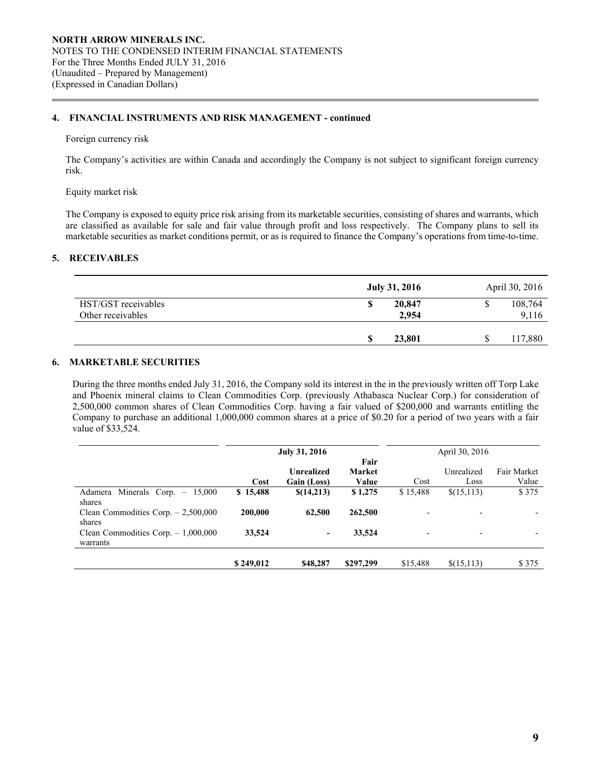**NORTH ARROW MINERALS INC.**
NOTES TO THE CONDENSED INTERIM FINANCIAL STATEMENTS
For the Three Months Ended JULY 31, 2016
(Unaudited – Prepared by Management)
(Expressed in Canadian Dollars)

## 4. FINANCIAL INSTRUMENTS AND RISK MANAGEMENT - continued

Foreign currency risk

The Company's activities are within Canada and accordingly the Company is not subject to significant foreign currency risk.

Equity market risk

The Company is exposed to equity price risk arising from its marketable securities, consisting of shares and warrants, which are classified as available for sale and fair value through profit and loss respectively. The Company plans to sell its marketable securities as market conditions permit, or as is required to finance the Company's operations from time-to-time.

## 5. RECEIVABLES

| | **July 31, 2016** | April 30, 2016 |
|---|---|---|
| HST/GST receivables | **$ 20,847** | $ 108,764 |
| Other receivables | **2,954** | 9,116 |
| | **$ 23,801** | $ 117,880 |

## 6. MARKETABLE SECURITIES

During the three months ended July 31, 2016, the Company sold its interest in the in the previously written off Torp Lake and Phoenix mineral claims to Clean Commodities Corp. (previously Athabasca Nuclear Corp.) for consideration of 2,500,000 common shares of Clean Commodities Corp. having a fair valued of $200,000 and warrants entitling the Company to purchase an additional 1,000,000 common shares at a price of $0.20 for a period of two years with a fair value of $33,524.

| | **July 31, 2016** | | | April 30, 2016 | | |
|---|---|---|---|---|---|---|
| | **Cost** | **Unrealized Gain (Loss)** | **Fair Market Value** | Cost | Unrealized Loss | Fair Market Value |
| Adamera Minerals Corp. – 15,000 shares | **$ 15,488** | **$(14,213)** | **$ 1,275** | $ 15,488 | $(15,113) | $ 375 |
| Clean Commodities Corp. – 2,500,000 shares | **200,000** | **62,500** | **262,500** | - | - | - |
| Clean Commodities Corp. – 1,000,000 warrants | **33,524** | **-** | **33,524** | - | - | - |
| | **$ 249,012** | **$48,287** | **$297,299** | $15,488 | $(15,113) | $ 375 |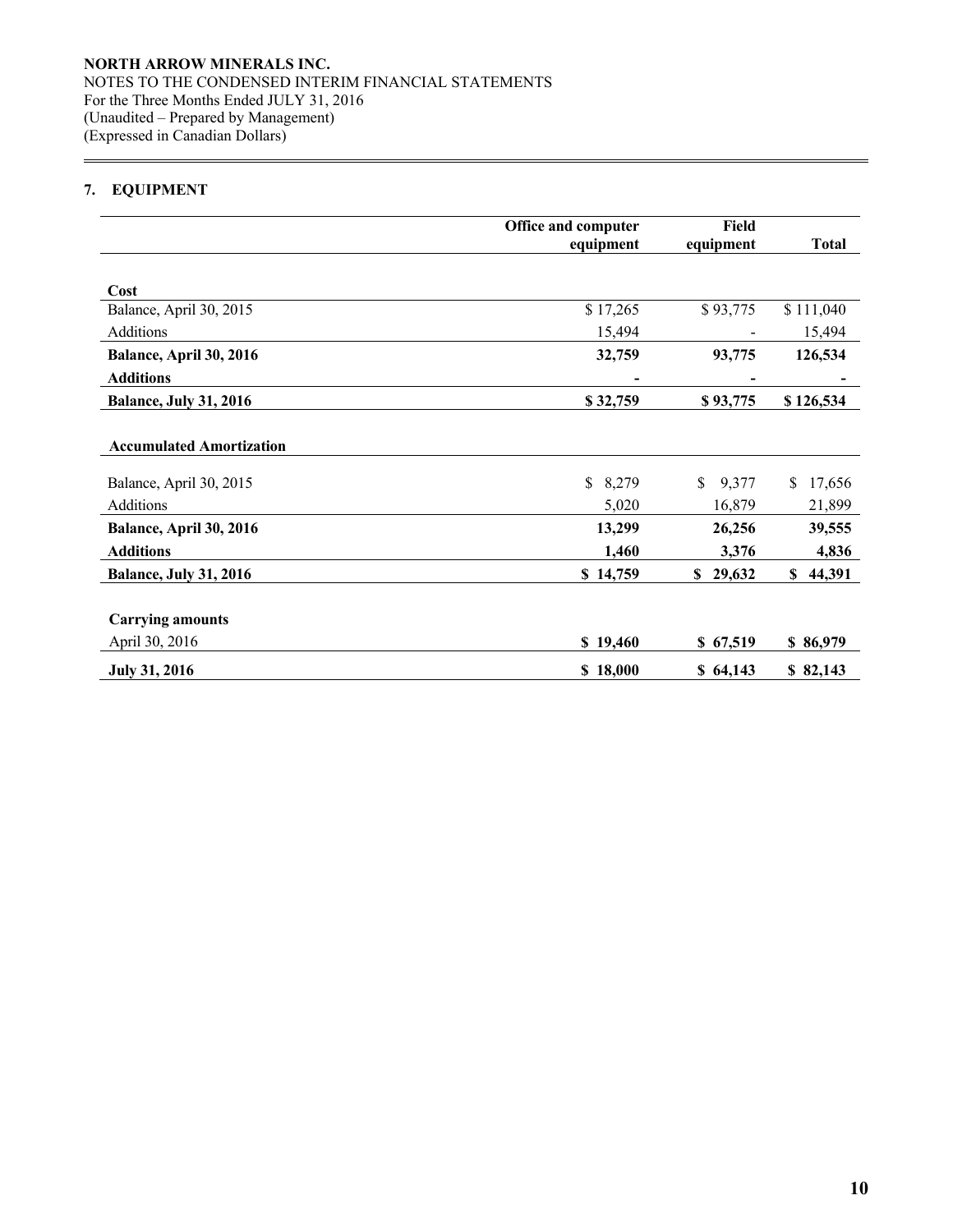**NORTH ARROW MINERALS INC.**
NOTES TO THE CONDENSED INTERIM FINANCIAL STATEMENTS
For the Three Months Ended JULY 31, 2016
(Unaudited – Prepared by Management)
(Expressed in Canadian Dollars)

## 7. EQUIPMENT

| | Office and computer equipment | Field equipment | Total |
|---|---|---|---|
| **Cost** | | | |
| Balance, April 30, 2015 | $ 17,265 | $ 93,775 | $ 111,040 |
| Additions | 15,494 | - | 15,494 |
| **Balance, April 30, 2016** | **32,759** | **93,775** | **126,534** |
| **Additions** | **-** | **-** | **-** |
| **Balance, July 31, 2016** | **$ 32,759** | **$ 93,775** | **$ 126,534** |
| **Accumulated Amortization** | | | |
| Balance, April 30, 2015 | $ 8,279 | $ 9,377 | $ 17,656 |
| Additions | 5,020 | 16,879 | 21,899 |
| **Balance, April 30, 2016** | **13,299** | **26,256** | **39,555** |
| **Additions** | **1,460** | **3,376** | **4,836** |
| **Balance, July 31, 2016** | **$ 14,759** | **$ 29,632** | **$ 44,391** |
| **Carrying amounts** | | | |
| April 30, 2016 | **$ 19,460** | **$ 67,519** | **$ 86,979** |
| **July 31, 2016** | **$ 18,000** | **$ 64,143** | **$ 82,143** |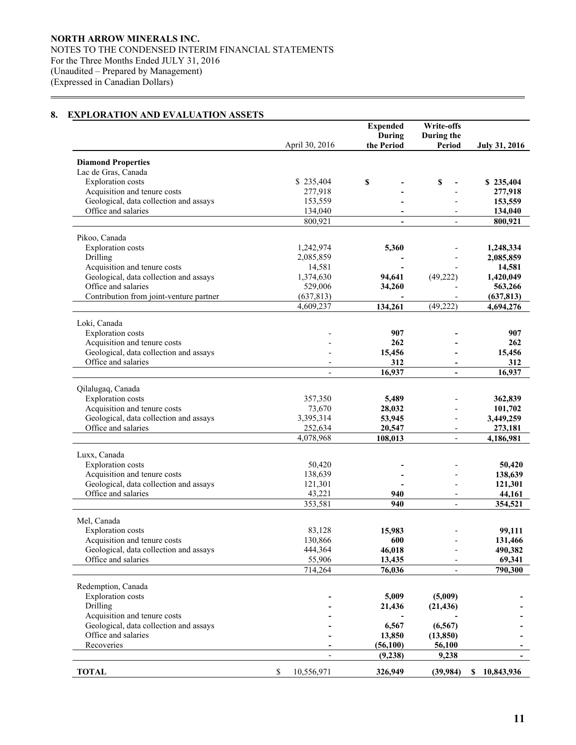## 8. EXPLORATION AND EVALUATION ASSETS

| | April 30, 2016 | Expended During the Period | Write-offs During the Period | July 31, 2016 |
|---|---|---|---|---|
| **Diamond Properties** | | | | |
| Lac de Gras, Canada | | | | |
| Exploration costs | $ 235,404 | $ - | $ - | $ 235,404 |
| Acquisition and tenure costs | 277,918 | - | - | 277,918 |
| Geological, data collection and assays | 153,559 | - | - | 153,559 |
| Office and salaries | 134,040 | - | - | 134,040 |
| | 800,921 | - | - | 800,921 |
| Pikoo, Canada | | | | |
| Exploration costs | 1,242,974 | 5,360 | - | 1,248,334 |
| Drilling | 2,085,859 | - | - | 2,085,859 |
| Acquisition and tenure costs | 14,581 | - | - | 14,581 |
| Geological, data collection and assays | 1,374,630 | 94,641 | (49,222) | 1,420,049 |
| Office and salaries | 529,006 | 34,260 | - | 563,266 |
| Contribution from joint-venture partner | (637,813) | - | - | (637,813) |
| | 4,609,237 | 134,261 | (49,222) | 4,694,276 |
| Loki, Canada | | | | |
| Exploration costs | - | 907 | - | 907 |
| Acquisition and tenure costs | - | 262 | - | 262 |
| Geological, data collection and assays | - | 15,456 | - | 15,456 |
| Office and salaries | - | 312 | - | 312 |
| | - | 16,937 | - | 16,937 |
| Qilalugaq, Canada | | | | |
| Exploration costs | 357,350 | 5,489 | - | 362,839 |
| Acquisition and tenure costs | 73,670 | 28,032 | - | 101,702 |
| Geological, data collection and assays | 3,395,314 | 53,945 | - | 3,449,259 |
| Office and salaries | 252,634 | 20,547 | - | 273,181 |
| | 4,078,968 | 108,013 | - | 4,186,981 |
| Luxx, Canada | | | | |
| Exploration costs | 50,420 | - | - | 50,420 |
| Acquisition and tenure costs | 138,639 | - | - | 138,639 |
| Geological, data collection and assays | 121,301 | - | - | 121,301 |
| Office and salaries | 43,221 | 940 | - | 44,161 |
| | 353,581 | 940 | - | 354,521 |
| Mel, Canada | | | | |
| Exploration costs | 83,128 | 15,983 | - | 99,111 |
| Acquisition and tenure costs | 130,866 | 600 | - | 131,466 |
| Geological, data collection and assays | 444,364 | 46,018 | - | 490,382 |
| Office and salaries | 55,906 | 13,435 | - | 69,341 |
| | 714,264 | 76,036 | - | 790,300 |
| Redemption, Canada | | | | |
| Exploration costs | - | 5,009 | (5,009) | - |
| Drilling | - | 21,436 | (21,436) | - |
| Acquisition and tenure costs | - | - | - | - |
| Geological, data collection and assays | - | 6,567 | (6,567) | - |
| Office and salaries | - | 13,850 | (13,850) | - |
| Recoveries | - | (56,100) | 56,100 | - |
| | - | (9,238) | 9,238 | - |
| **TOTAL** | $ 10,556,971 | 326,949 | (39,984) | $ 10,843,936 |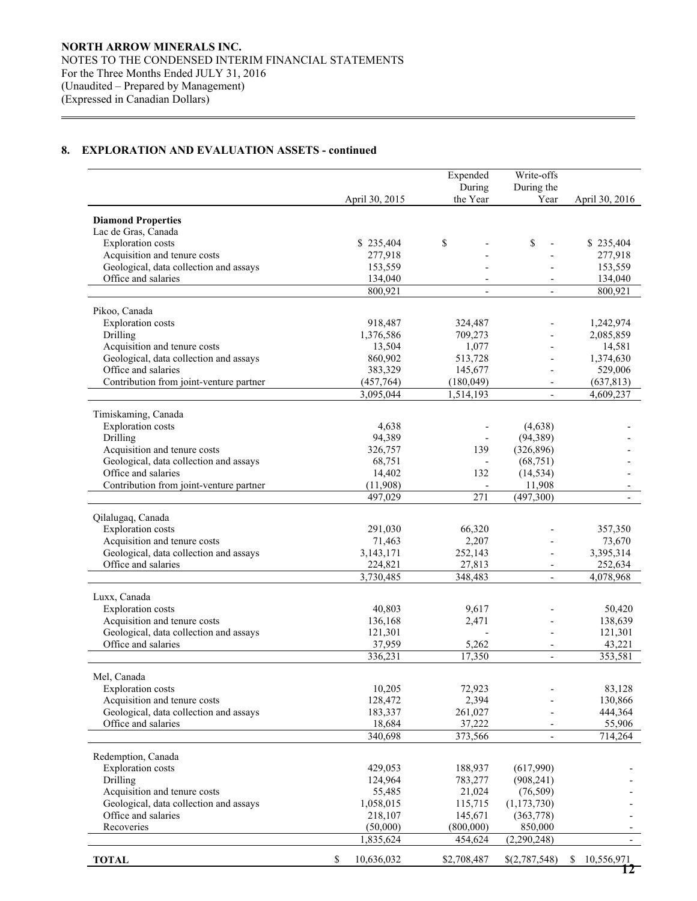## 8. EXPLORATION AND EVALUATION ASSETS - continued

| | April 30, 2015 | Expended During the Year | Write-offs During the Year | April 30, 2016 |
|---|---|---|---|---|
| **Diamond Properties** | | | | |
| Lac de Gras, Canada | | | | |
| Exploration costs | $ 235,404 | $ - | $ - | $ 235,404 |
| Acquisition and tenure costs | 277,918 | - | - | 277,918 |
| Geological, data collection and assays | 153,559 | - | - | 153,559 |
| Office and salaries | 134,040 | - | - | 134,040 |
| | 800,921 | - | - | 800,921 |
| Pikoo, Canada | | | | |
| Exploration costs | 918,487 | 324,487 | - | 1,242,974 |
| Drilling | 1,376,586 | 709,273 | - | 2,085,859 |
| Acquisition and tenure costs | 13,504 | 1,077 | - | 14,581 |
| Geological, data collection and assays | 860,902 | 513,728 | - | 1,374,630 |
| Office and salaries | 383,329 | 145,677 | - | 529,006 |
| Contribution from joint-venture partner | (457,764) | (180,049) | - | (637,813) |
| | 3,095,044 | 1,514,193 | - | 4,609,237 |
| Timiskaming, Canada | | | | |
| Exploration costs | 4,638 | - | (4,638) | - |
| Drilling | 94,389 | - | (94,389) | - |
| Acquisition and tenure costs | 326,757 | 139 | (326,896) | - |
| Geological, data collection and assays | 68,751 | - | (68,751) | - |
| Office and salaries | 14,402 | 132 | (14,534) | - |
| Contribution from joint-venture partner | (11,908) | - | 11,908 | - |
| | 497,029 | 271 | (497,300) | - |
| Qilalugaq, Canada | | | | |
| Exploration costs | 291,030 | 66,320 | - | 357,350 |
| Acquisition and tenure costs | 71,463 | 2,207 | - | 73,670 |
| Geological, data collection and assays | 3,143,171 | 252,143 | - | 3,395,314 |
| Office and salaries | 224,821 | 27,813 | - | 252,634 |
| | 3,730,485 | 348,483 | - | 4,078,968 |
| Luxx, Canada | | | | |
| Exploration costs | 40,803 | 9,617 | - | 50,420 |
| Acquisition and tenure costs | 136,168 | 2,471 | - | 138,639 |
| Geological, data collection and assays | 121,301 | - | - | 121,301 |
| Office and salaries | 37,959 | 5,262 | - | 43,221 |
| | 336,231 | 17,350 | - | 353,581 |
| Mel, Canada | | | | |
| Exploration costs | 10,205 | 72,923 | - | 83,128 |
| Acquisition and tenure costs | 128,472 | 2,394 | - | 130,866 |
| Geological, data collection and assays | 183,337 | 261,027 | - | 444,364 |
| Office and salaries | 18,684 | 37,222 | - | 55,906 |
| | 340,698 | 373,566 | - | 714,264 |
| Redemption, Canada | | | | |
| Exploration costs | 429,053 | 188,937 | (617,990) | - |
| Drilling | 124,964 | 783,277 | (908,241) | - |
| Acquisition and tenure costs | 55,485 | 21,024 | (76,509) | - |
| Geological, data collection and assays | 1,058,015 | 115,715 | (1,173,730) | - |
| Office and salaries | 218,107 | 145,671 | (363,778) | - |
| Recoveries | (50,000) | (800,000) | 850,000 | - |
| | 1,835,624 | 454,624 | (2,290,248) | - |
| **TOTAL** | $ 10,636,032 | $2,708,487 | $(2,787,548) | $ 10,556,971 |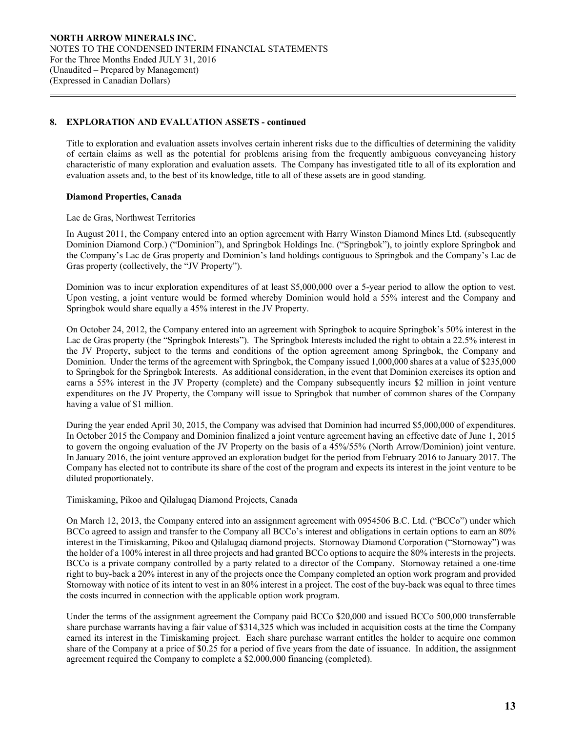## 8. EXPLORATION AND EVALUATION ASSETS - continued

Title to exploration and evaluation assets involves certain inherent risks due to the difficulties of determining the validity of certain claims as well as the potential for problems arising from the frequently ambiguous conveyancing history characteristic of many exploration and evaluation assets. The Company has investigated title to all of its exploration and evaluation assets and, to the best of its knowledge, title to all of these assets are in good standing.

**Diamond Properties, Canada**

Lac de Gras, Northwest Territories

In August 2011, the Company entered into an option agreement with Harry Winston Diamond Mines Ltd. (subsequently Dominion Diamond Corp.) ("Dominion"), and Springbok Holdings Inc. ("Springbok"), to jointly explore Springbok and the Company's Lac de Gras property and Dominion's land holdings contiguous to Springbok and the Company's Lac de Gras property (collectively, the "JV Property").

Dominion was to incur exploration expenditures of at least $5,000,000 over a 5-year period to allow the option to vest. Upon vesting, a joint venture would be formed whereby Dominion would hold a 55% interest and the Company and Springbok would share equally a 45% interest in the JV Property.

On October 24, 2012, the Company entered into an agreement with Springbok to acquire Springbok's 50% interest in the Lac de Gras property (the "Springbok Interests"). The Springbok Interests included the right to obtain a 22.5% interest in the JV Property, subject to the terms and conditions of the option agreement among Springbok, the Company and Dominion. Under the terms of the agreement with Springbok, the Company issued 1,000,000 shares at a value of $235,000 to Springbok for the Springbok Interests. As additional consideration, in the event that Dominion exercises its option and earns a 55% interest in the JV Property (complete) and the Company subsequently incurs $2 million in joint venture expenditures on the JV Property, the Company will issue to Springbok that number of common shares of the Company having a value of $1 million.

During the year ended April 30, 2015, the Company was advised that Dominion had incurred $5,000,000 of expenditures. In October 2015 the Company and Dominion finalized a joint venture agreement having an effective date of June 1, 2015 to govern the ongoing evaluation of the JV Property on the basis of a 45%/55% (North Arrow/Dominion) joint venture. In January 2016, the joint venture approved an exploration budget for the period from February 2016 to January 2017. The Company has elected not to contribute its share of the cost of the program and expects its interest in the joint venture to be diluted proportionately.

Timiskaming, Pikoo and Qilalugaq Diamond Projects, Canada

On March 12, 2013, the Company entered into an assignment agreement with 0954506 B.C. Ltd. ("BCCo") under which BCCo agreed to assign and transfer to the Company all BCCo's interest and obligations in certain options to earn an 80% interest in the Timiskaming, Pikoo and Qilalugaq diamond projects. Stornoway Diamond Corporation ("Stornoway") was the holder of a 100% interest in all three projects and had granted BCCo options to acquire the 80% interests in the projects. BCCo is a private company controlled by a party related to a director of the Company. Stornoway retained a one-time right to buy-back a 20% interest in any of the projects once the Company completed an option work program and provided Stornoway with notice of its intent to vest in an 80% interest in a project. The cost of the buy-back was equal to three times the costs incurred in connection with the applicable option work program.

Under the terms of the assignment agreement the Company paid BCCo $20,000 and issued BCCo 500,000 transferrable share purchase warrants having a fair value of $314,325 which was included in acquisition costs at the time the Company earned its interest in the Timiskaming project. Each share purchase warrant entitles the holder to acquire one common share of the Company at a price of $0.25 for a period of five years from the date of issuance. In addition, the assignment agreement required the Company to complete a $2,000,000 financing (completed).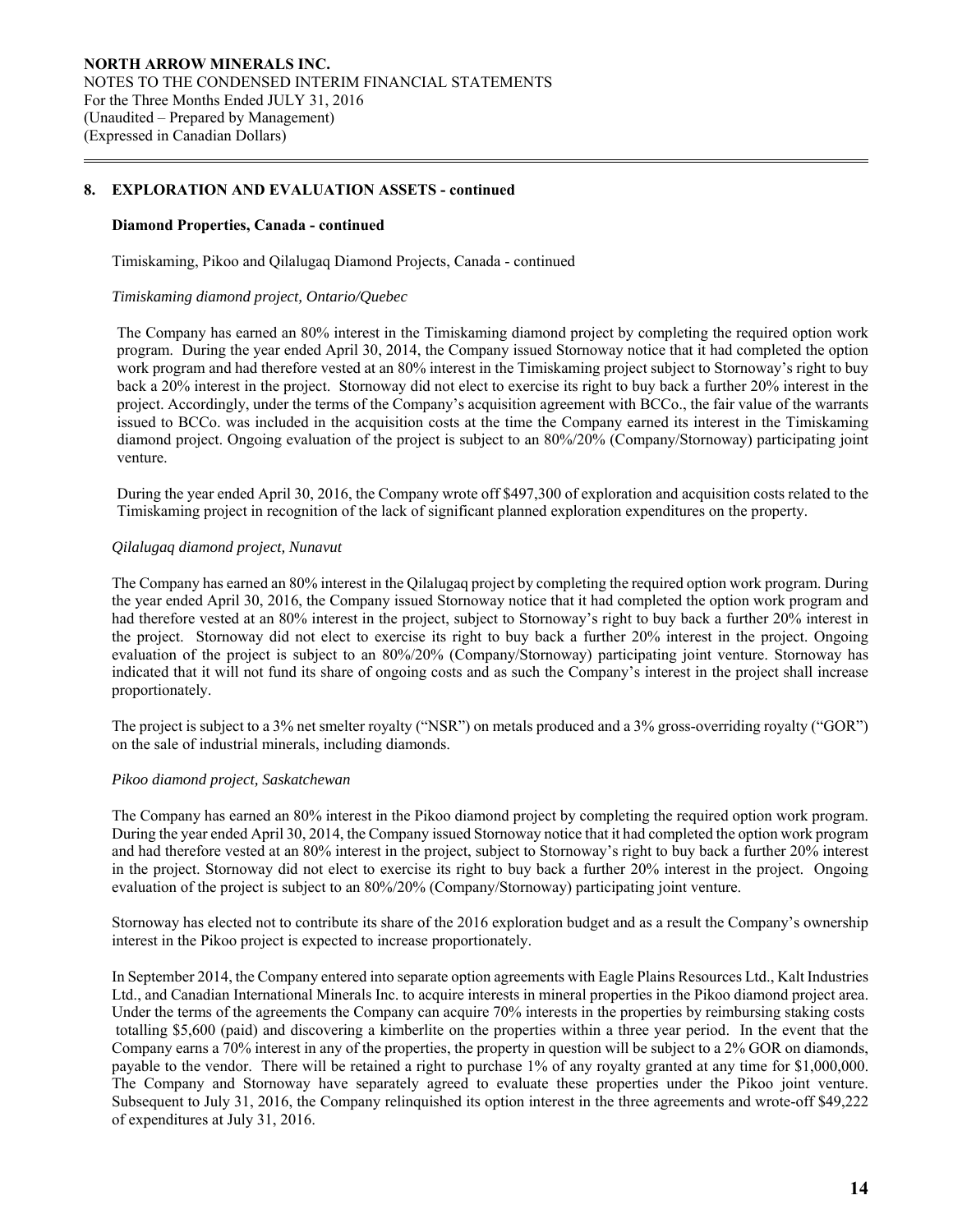## 8. EXPLORATION AND EVALUATION ASSETS - continued

### Diamond Properties, Canada - continued

Timiskaming, Pikoo and Qilalugaq Diamond Projects, Canada - continued

*Timiskaming diamond project, Ontario/Quebec*

The Company has earned an 80% interest in the Timiskaming diamond project by completing the required option work program. During the year ended April 30, 2014, the Company issued Stornoway notice that it had completed the option work program and had therefore vested at an 80% interest in the Timiskaming project subject to Stornoway's right to buy back a 20% interest in the project. Stornoway did not elect to exercise its right to buy back a further 20% interest in the project. Accordingly, under the terms of the Company's acquisition agreement with BCCo., the fair value of the warrants issued to BCCo. was included in the acquisition costs at the time the Company earned its interest in the Timiskaming diamond project. Ongoing evaluation of the project is subject to an 80%/20% (Company/Stornoway) participating joint venture.

During the year ended April 30, 2016, the Company wrote off $497,300 of exploration and acquisition costs related to the Timiskaming project in recognition of the lack of significant planned exploration expenditures on the property.

*Qilalugaq diamond project, Nunavut*

The Company has earned an 80% interest in the Qilalugaq project by completing the required option work program. During the year ended April 30, 2016, the Company issued Stornoway notice that it had completed the option work program and had therefore vested at an 80% interest in the project, subject to Stornoway's right to buy back a further 20% interest in the project. Stornoway did not elect to exercise its right to buy back a further 20% interest in the project. Ongoing evaluation of the project is subject to an 80%/20% (Company/Stornoway) participating joint venture. Stornoway has indicated that it will not fund its share of ongoing costs and as such the Company's interest in the project shall increase proportionately.

The project is subject to a 3% net smelter royalty ("NSR") on metals produced and a 3% gross-overriding royalty ("GOR") on the sale of industrial minerals, including diamonds.

*Pikoo diamond project, Saskatchewan*

The Company has earned an 80% interest in the Pikoo diamond project by completing the required option work program. During the year ended April 30, 2014, the Company issued Stornoway notice that it had completed the option work program and had therefore vested at an 80% interest in the project, subject to Stornoway's right to buy back a further 20% interest in the project. Stornoway did not elect to exercise its right to buy back a further 20% interest in the project. Ongoing evaluation of the project is subject to an 80%/20% (Company/Stornoway) participating joint venture.

Stornoway has elected not to contribute its share of the 2016 exploration budget and as a result the Company's ownership interest in the Pikoo project is expected to increase proportionately.

In September 2014, the Company entered into separate option agreements with Eagle Plains Resources Ltd., Kalt Industries Ltd., and Canadian International Minerals Inc. to acquire interests in mineral properties in the Pikoo diamond project area. Under the terms of the agreements the Company can acquire 70% interests in the properties by reimbursing staking costs totalling $5,600 (paid) and discovering a kimberlite on the properties within a three year period. In the event that the Company earns a 70% interest in any of the properties, the property in question will be subject to a 2% GOR on diamonds, payable to the vendor. There will be retained a right to purchase 1% of any royalty granted at any time for $1,000,000. The Company and Stornoway have separately agreed to evaluate these properties under the Pikoo joint venture. Subsequent to July 31, 2016, the Company relinquished its option interest in the three agreements and wrote-off $49,222 of expenditures at July 31, 2016.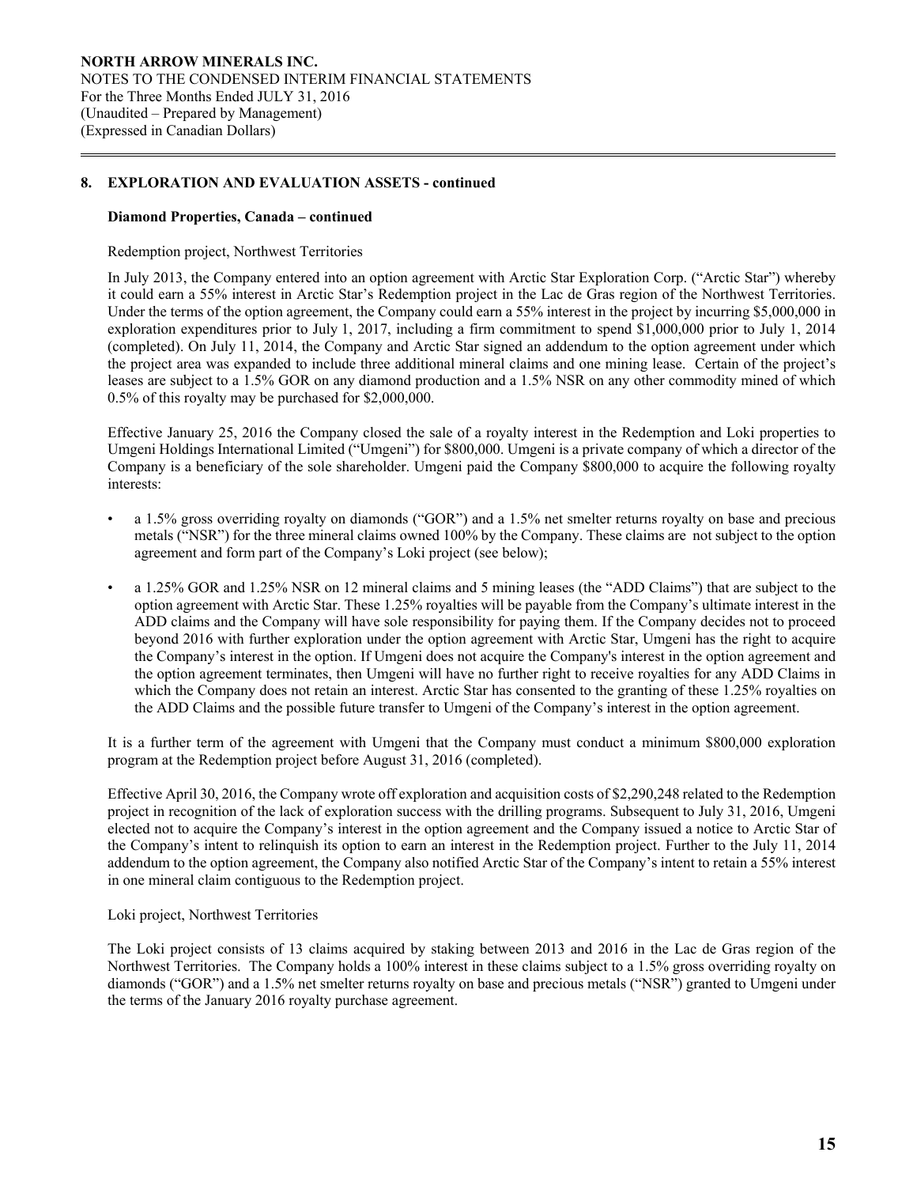## 8. EXPLORATION AND EVALUATION ASSETS - continued

### Diamond Properties, Canada – continued

Redemption project, Northwest Territories

In July 2013, the Company entered into an option agreement with Arctic Star Exploration Corp. ("Arctic Star") whereby it could earn a 55% interest in Arctic Star's Redemption project in the Lac de Gras region of the Northwest Territories. Under the terms of the option agreement, the Company could earn a 55% interest in the project by incurring $5,000,000 in exploration expenditures prior to July 1, 2017, including a firm commitment to spend $1,000,000 prior to July 1, 2014 (completed). On July 11, 2014, the Company and Arctic Star signed an addendum to the option agreement under which the project area was expanded to include three additional mineral claims and one mining lease. Certain of the project's leases are subject to a 1.5% GOR on any diamond production and a 1.5% NSR on any other commodity mined of which 0.5% of this royalty may be purchased for $2,000,000.

Effective January 25, 2016 the Company closed the sale of a royalty interest in the Redemption and Loki properties to Umgeni Holdings International Limited ("Umgeni") for $800,000. Umgeni is a private company of which a director of the Company is a beneficiary of the sole shareholder. Umgeni paid the Company $800,000 to acquire the following royalty interests:

- a 1.5% gross overriding royalty on diamonds ("GOR") and a 1.5% net smelter returns royalty on base and precious metals ("NSR") for the three mineral claims owned 100% by the Company. These claims are not subject to the option agreement and form part of the Company's Loki project (see below);
- a 1.25% GOR and 1.25% NSR on 12 mineral claims and 5 mining leases (the "ADD Claims") that are subject to the option agreement with Arctic Star. These 1.25% royalties will be payable from the Company's ultimate interest in the ADD claims and the Company will have sole responsibility for paying them. If the Company decides not to proceed beyond 2016 with further exploration under the option agreement with Arctic Star, Umgeni has the right to acquire the Company's interest in the option. If Umgeni does not acquire the Company's interest in the option agreement and the option agreement terminates, then Umgeni will have no further right to receive royalties for any ADD Claims in which the Company does not retain an interest. Arctic Star has consented to the granting of these 1.25% royalties on the ADD Claims and the possible future transfer to Umgeni of the Company's interest in the option agreement.

It is a further term of the agreement with Umgeni that the Company must conduct a minimum $800,000 exploration program at the Redemption project before August 31, 2016 (completed).

Effective April 30, 2016, the Company wrote off exploration and acquisition costs of $2,290,248 related to the Redemption project in recognition of the lack of exploration success with the drilling programs. Subsequent to July 31, 2016, Umgeni elected not to acquire the Company's interest in the option agreement and the Company issued a notice to Arctic Star of the Company's intent to relinquish its option to earn an interest in the Redemption project. Further to the July 11, 2014 addendum to the option agreement, the Company also notified Arctic Star of the Company's intent to retain a 55% interest in one mineral claim contiguous to the Redemption project.

Loki project, Northwest Territories

The Loki project consists of 13 claims acquired by staking between 2013 and 2016 in the Lac de Gras region of the Northwest Territories. The Company holds a 100% interest in these claims subject to a 1.5% gross overriding royalty on diamonds ("GOR") and a 1.5% net smelter returns royalty on base and precious metals ("NSR") granted to Umgeni under the terms of the January 2016 royalty purchase agreement.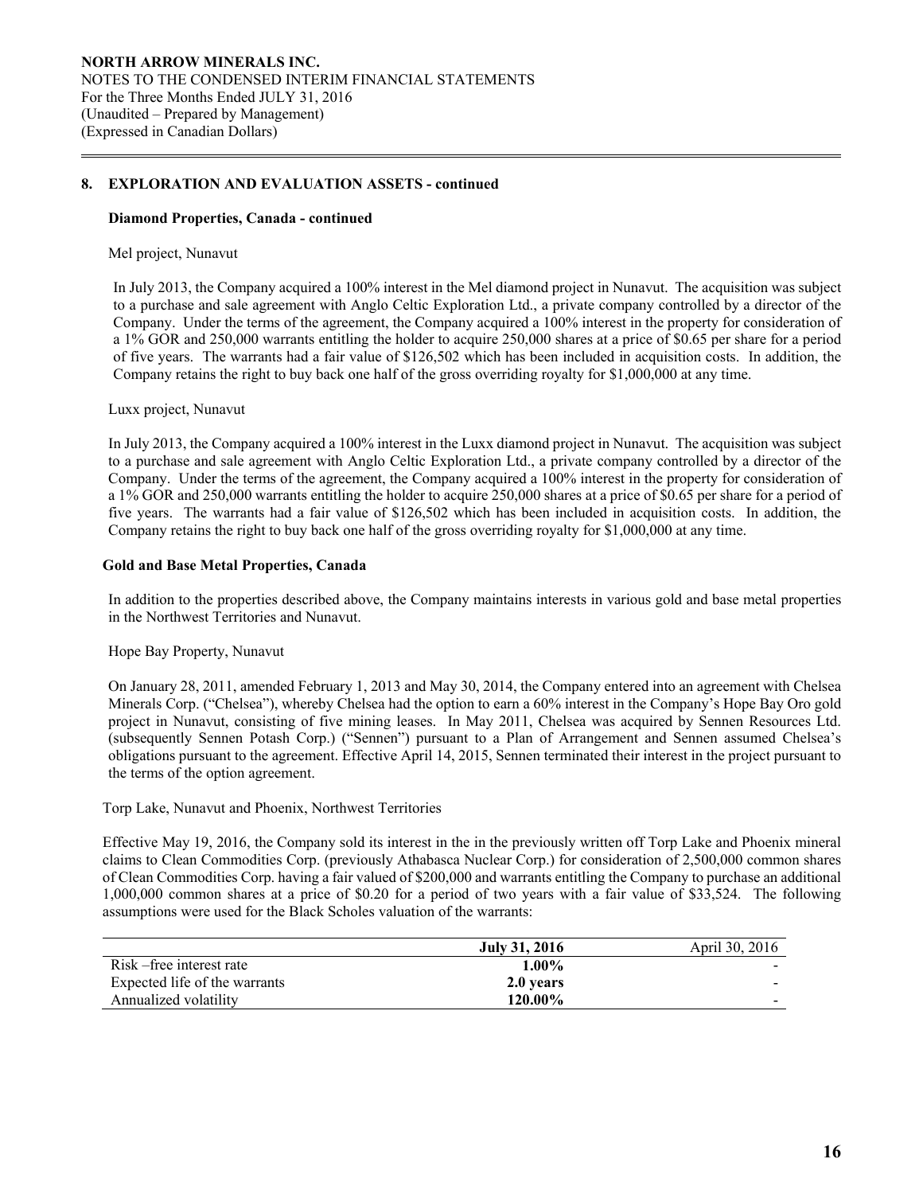## 8. EXPLORATION AND EVALUATION ASSETS - continued

### Diamond Properties, Canada - continued

Mel project, Nunavut

In July 2013, the Company acquired a 100% interest in the Mel diamond project in Nunavut. The acquisition was subject to a purchase and sale agreement with Anglo Celtic Exploration Ltd., a private company controlled by a director of the Company. Under the terms of the agreement, the Company acquired a 100% interest in the property for consideration of a 1% GOR and 250,000 warrants entitling the holder to acquire 250,000 shares at a price of $0.65 per share for a period of five years. The warrants had a fair value of $126,502 which has been included in acquisition costs. In addition, the Company retains the right to buy back one half of the gross overriding royalty for $1,000,000 at any time.

Luxx project, Nunavut

In July 2013, the Company acquired a 100% interest in the Luxx diamond project in Nunavut. The acquisition was subject to a purchase and sale agreement with Anglo Celtic Exploration Ltd., a private company controlled by a director of the Company. Under the terms of the agreement, the Company acquired a 100% interest in the property for consideration of a 1% GOR and 250,000 warrants entitling the holder to acquire 250,000 shares at a price of $0.65 per share for a period of five years. The warrants had a fair value of $126,502 which has been included in acquisition costs. In addition, the Company retains the right to buy back one half of the gross overriding royalty for $1,000,000 at any time.

### Gold and Base Metal Properties, Canada

In addition to the properties described above, the Company maintains interests in various gold and base metal properties in the Northwest Territories and Nunavut.

Hope Bay Property, Nunavut

On January 28, 2011, amended February 1, 2013 and May 30, 2014, the Company entered into an agreement with Chelsea Minerals Corp. ("Chelsea"), whereby Chelsea had the option to earn a 60% interest in the Company's Hope Bay Oro gold project in Nunavut, consisting of five mining leases. In May 2011, Chelsea was acquired by Sennen Resources Ltd. (subsequently Sennen Potash Corp.) ("Sennen") pursuant to a Plan of Arrangement and Sennen assumed Chelsea's obligations pursuant to the agreement. Effective April 14, 2015, Sennen terminated their interest in the project pursuant to the terms of the option agreement.

Torp Lake, Nunavut and Phoenix, Northwest Territories

Effective May 19, 2016, the Company sold its interest in the in the previously written off Torp Lake and Phoenix mineral claims to Clean Commodities Corp. (previously Athabasca Nuclear Corp.) for consideration of 2,500,000 common shares of Clean Commodities Corp. having a fair valued of $200,000 and warrants entitling the Company to purchase an additional 1,000,000 common shares at a price of $0.20 for a period of two years with a fair value of $33,524. The following assumptions were used for the Black Scholes valuation of the warrants:

| | **July 31, 2016** | April 30, 2016 |
|---|---|---|
| Risk –free interest rate | **1.00%** | - |
| Expected life of the warrants | **2.0 years** | - |
| Annualized volatility | **120.00%** | - |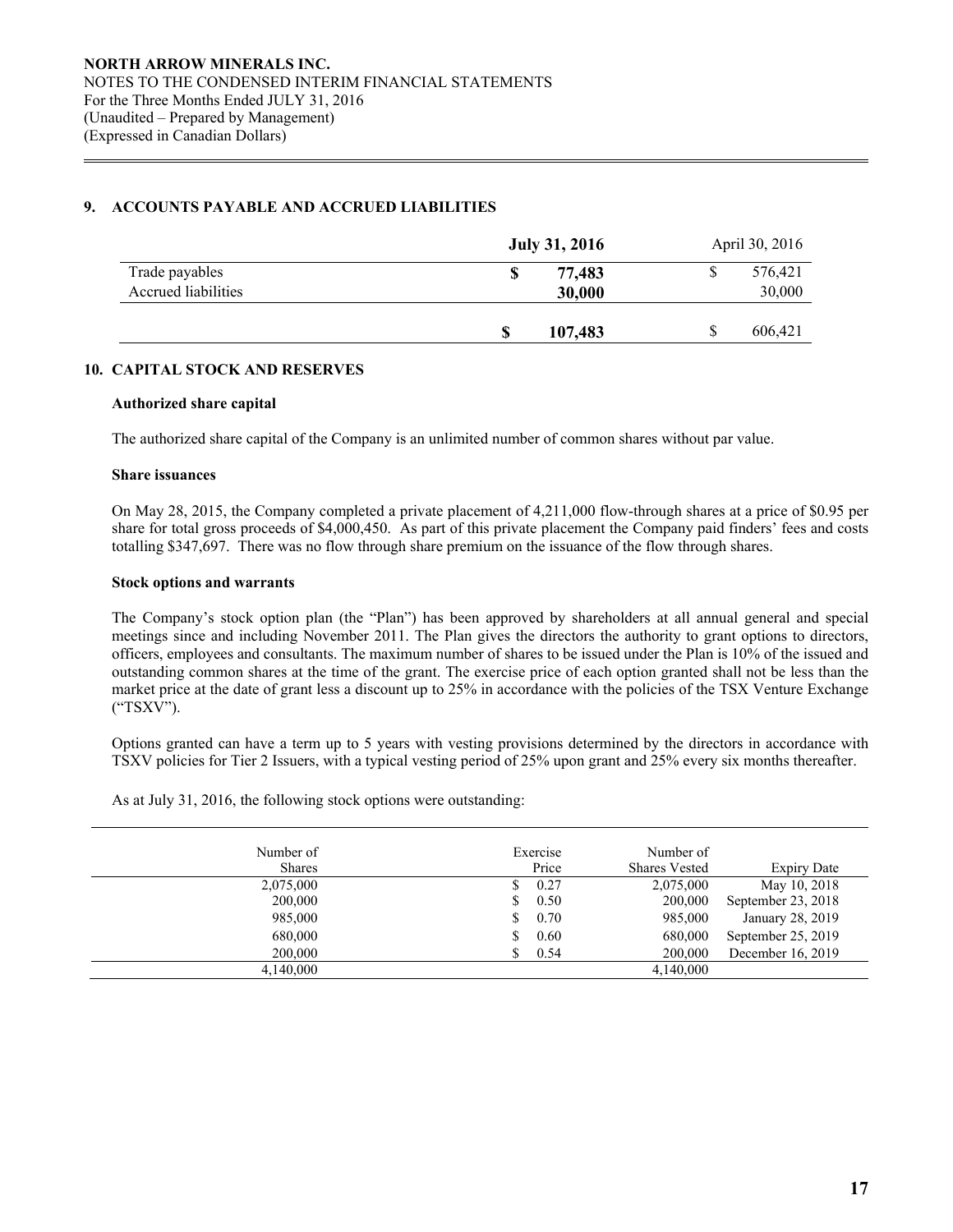**NORTH ARROW MINERALS INC.**
NOTES TO THE CONDENSED INTERIM FINANCIAL STATEMENTS
For the Three Months Ended JULY 31, 2016
(Unaudited – Prepared by Management)
(Expressed in Canadian Dollars)

## 9. ACCOUNTS PAYABLE AND ACCRUED LIABILITIES

| | **July 31, 2016** | April 30, 2016 |
|---|---|---|
| Trade payables | **$ 77,483** | $ 576,421 |
| Accrued liabilities | **30,000** | 30,000 |
| | **$ 107,483** | $ 606,421 |

## 10. CAPITAL STOCK AND RESERVES

**Authorized share capital**

The authorized share capital of the Company is an unlimited number of common shares without par value.

**Share issuances**

On May 28, 2015, the Company completed a private placement of 4,211,000 flow-through shares at a price of $0.95 per share for total gross proceeds of $4,000,450. As part of this private placement the Company paid finders' fees and costs totalling $347,697. There was no flow through share premium on the issuance of the flow through shares.

**Stock options and warrants**

The Company's stock option plan (the "Plan") has been approved by shareholders at all annual general and special meetings since and including November 2011. The Plan gives the directors the authority to grant options to directors, officers, employees and consultants. The maximum number of shares to be issued under the Plan is 10% of the issued and outstanding common shares at the time of the grant. The exercise price of each option granted shall not be less than the market price at the date of grant less a discount up to 25% in accordance with the policies of the TSX Venture Exchange ("TSXV").

Options granted can have a term up to 5 years with vesting provisions determined by the directors in accordance with TSXV policies for Tier 2 Issuers, with a typical vesting period of 25% upon grant and 25% every six months thereafter.

As at July 31, 2016, the following stock options were outstanding:

| Number of Shares | Exercise Price | Number of Shares Vested | Expiry Date |
|---|---|---|---|
| 2,075,000 | $ 0.27 | 2,075,000 | May 10, 2018 |
| 200,000 | $ 0.50 | 200,000 | September 23, 2018 |
| 985,000 | $ 0.70 | 985,000 | January 28, 2019 |
| 680,000 | $ 0.60 | 680,000 | September 25, 2019 |
| 200,000 | $ 0.54 | 200,000 | December 16, 2019 |
| 4,140,000 | | 4,140,000 | |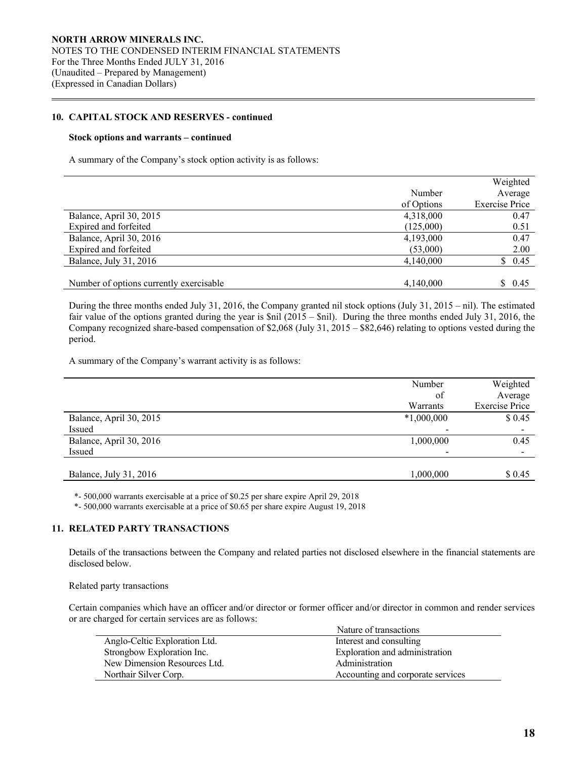## 10. CAPITAL STOCK AND RESERVES - continued

### Stock options and warrants – continued

A summary of the Company's stock option activity is as follows:

| | Number of Options | Weighted Average Exercise Price |
|---|---|---|
| Balance, April 30, 2015 | 4,318,000 | 0.47 |
| Expired and forfeited | (125,000) | 0.51 |
| Balance, April 30, 2016 | 4,193,000 | 0.47 |
| Expired and forfeited | (53,000) | 2.00 |
| Balance, July 31, 2016 | 4,140,000 | $ 0.45 |
| | | |
| Number of options currently exercisable | 4,140,000 | $ 0.45 |

During the three months ended July 31, 2016, the Company granted nil stock options (July 31, 2015 – nil). The estimated fair value of the options granted during the year is $nil (2015 – $nil). During the three months ended July 31, 2016, the Company recognized share-based compensation of $2,068 (July 31, 2015 – $82,646) relating to options vested during the period.

A summary of the Company's warrant activity is as follows:

| | Number of Warrants | Weighted Average Exercise Price |
|---|---|---|
| Balance, April 30, 2015 | *1,000,000 | $ 0.45 |
| Issued | - | - |
| Balance, April 30, 2016 | 1,000,000 | 0.45 |
| Issued | - | - |
| | | |
| Balance, July 31, 2016 | 1,000,000 | $ 0.45 |

*- 500,000 warrants exercisable at a price of $0.25 per share expire April 29, 2018

*- 500,000 warrants exercisable at a price of $0.65 per share expire August 19, 2018

## 11. RELATED PARTY TRANSACTIONS

Details of the transactions between the Company and related parties not disclosed elsewhere in the financial statements are disclosed below.

Related party transactions

Certain companies which have an officer and/or director or former officer and/or director in common and render services or are charged for certain services are as follows:

| | Nature of transactions |
|---|---|
| Anglo-Celtic Exploration Ltd. | Interest and consulting |
| Strongbow Exploration Inc. | Exploration and administration |
| New Dimension Resources Ltd. | Administration |
| Northair Silver Corp. | Accounting and corporate services |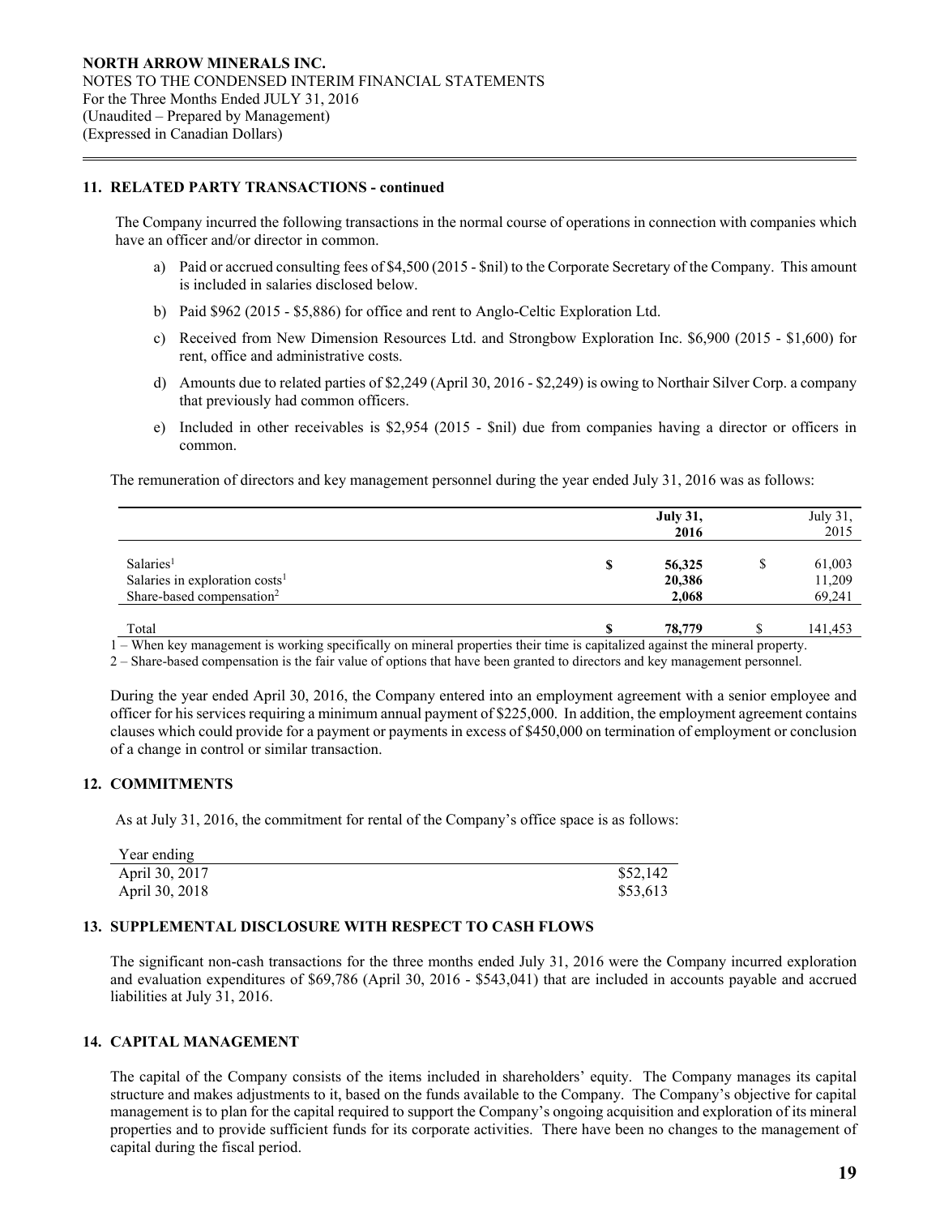## 11. RELATED PARTY TRANSACTIONS - continued

The Company incurred the following transactions in the normal course of operations in connection with companies which have an officer and/or director in common.

a) Paid or accrued consulting fees of $4,500 (2015 - $nil) to the Corporate Secretary of the Company. This amount is included in salaries disclosed below.

b) Paid $962 (2015 - $5,886) for office and rent to Anglo-Celtic Exploration Ltd.

c) Received from New Dimension Resources Ltd. and Strongbow Exploration Inc. $6,900 (2015 - $1,600) for rent, office and administrative costs.

d) Amounts due to related parties of $2,249 (April 30, 2016 - $2,249) is owing to Northair Silver Corp. a company that previously had common officers.

e) Included in other receivables is $2,954 (2015 - $nil) due from companies having a director or officers in common.

The remuneration of directors and key management personnel during the year ended July 31, 2016 was as follows:

| | **July 31, 2016** | July 31, 2015 |
|---|---|---|
| Salaries[1] | **$ 56,325** | $ 61,003 |
| Salaries in exploration costs[1] | **20,386** | 11,209 |
| Share-based compensation[2] | **2,068** | 69,241 |
| Total | **$ 78,779** | $ 141,453 |

1 – When key management is working specifically on mineral properties their time is capitalized against the mineral property.

2 – Share-based compensation is the fair value of options that have been granted to directors and key management personnel.

During the year ended April 30, 2016, the Company entered into an employment agreement with a senior employee and officer for his services requiring a minimum annual payment of $225,000. In addition, the employment agreement contains clauses which could provide for a payment or payments in excess of $450,000 on termination of employment or conclusion of a change in control or similar transaction.

## 12. COMMITMENTS

As at July 31, 2016, the commitment for rental of the Company's office space is as follows:

| Year ending | |
|---|---|
| April 30, 2017 | $52,142 |
| April 30, 2018 | $53,613 |

## 13. SUPPLEMENTAL DISCLOSURE WITH RESPECT TO CASH FLOWS

The significant non-cash transactions for the three months ended July 31, 2016 were the Company incurred exploration and evaluation expenditures of $69,786 (April 30, 2016 - $543,041) that are included in accounts payable and accrued liabilities at July 31, 2016.

## 14. CAPITAL MANAGEMENT

The capital of the Company consists of the items included in shareholders' equity. The Company manages its capital structure and makes adjustments to it, based on the funds available to the Company. The Company's objective for capital management is to plan for the capital required to support the Company's ongoing acquisition and exploration of its mineral properties and to provide sufficient funds for its corporate activities. There have been no changes to the management of capital during the fiscal period.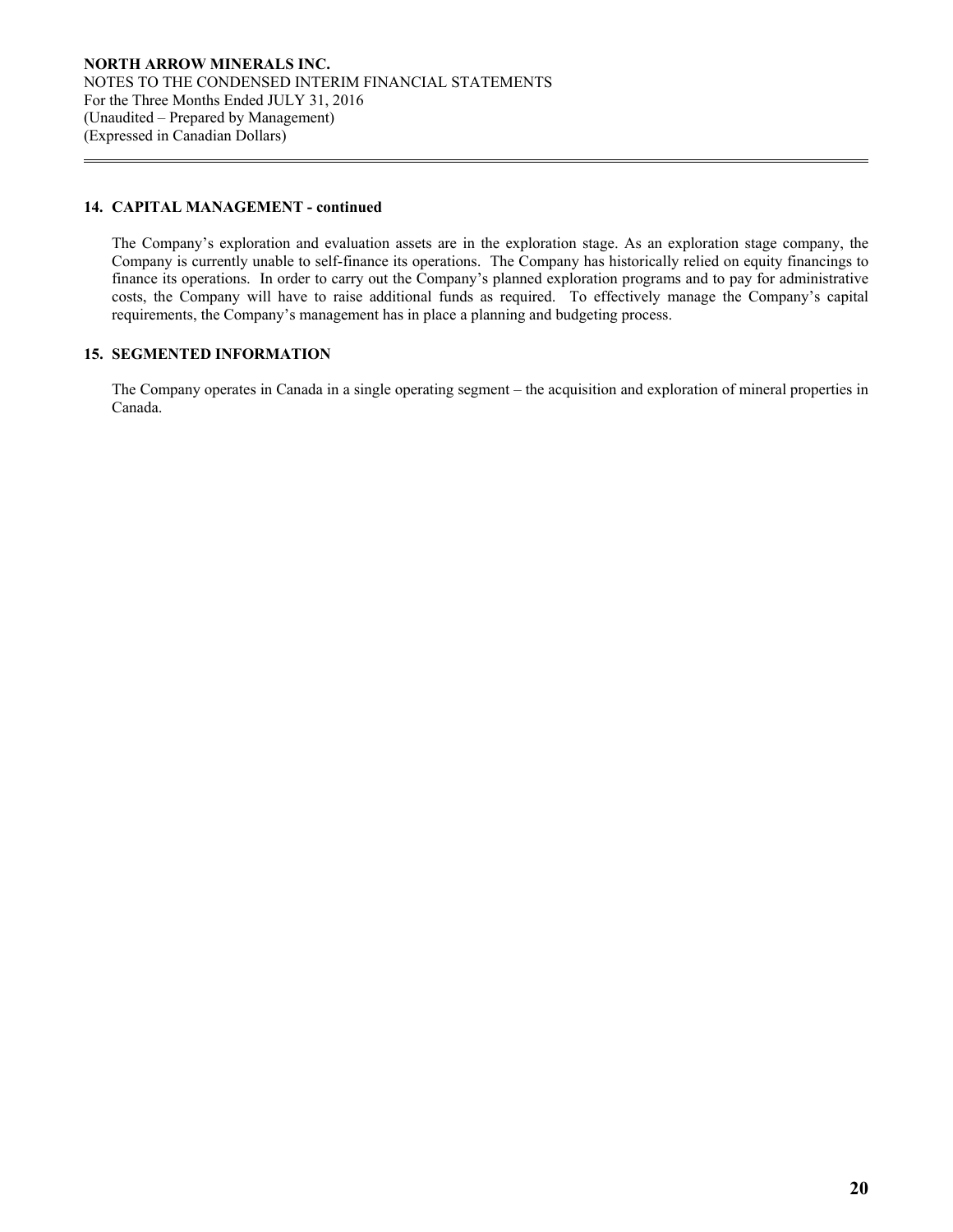## 14. CAPITAL MANAGEMENT - continued

The Company's exploration and evaluation assets are in the exploration stage. As an exploration stage company, the Company is currently unable to self-finance its operations. The Company has historically relied on equity financings to finance its operations. In order to carry out the Company's planned exploration programs and to pay for administrative costs, the Company will have to raise additional funds as required. To effectively manage the Company's capital requirements, the Company's management has in place a planning and budgeting process.

## 15. SEGMENTED INFORMATION

The Company operates in Canada in a single operating segment – the acquisition and exploration of mineral properties in Canada.